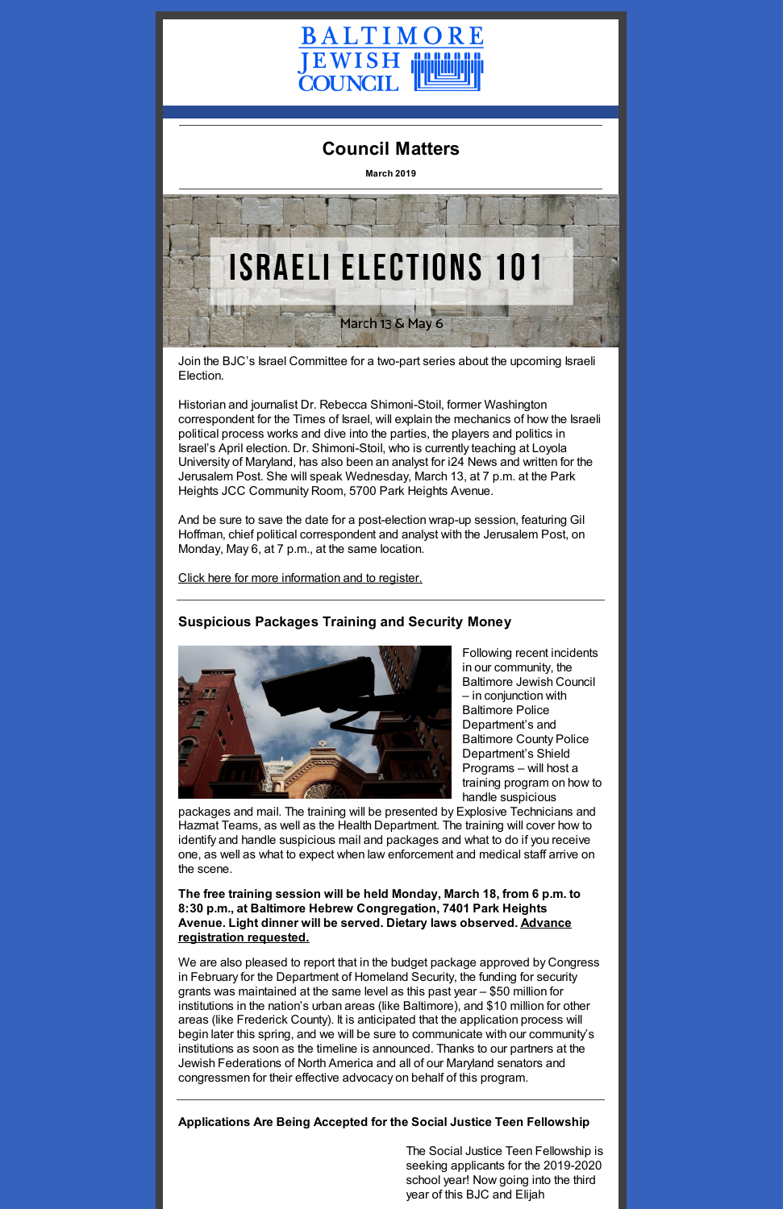# Council Matters

**March 2019**

ISRAELI ELECTIONS 101

March 13 & May 6

Join the BJC's Israel Committee for a two-part series about the upcoming Israeli Election.

Historian and journalist Dr. Rebecca Shimoni-Stoil, former Washington correspondent for the Times of Israel, will explain the mechanics of how the Israeli political process works and dive into the parties, the players and politics in Israel's April election. Dr. Shimoni-Stoil, who is currently teaching at Loyola University of Maryland, has also been an analyst for i24 News and written for the Jerusalem Post. She will speak Wednesday, March 13, at 7 p.m. at the Park Heights JCC Community Room, 5700 Park Heights Avenue.

And be sure to save the date for a post-election wrap-up session, featuring Gil Hoffman, chief political correspondent and analyst with the Jerusalem Post, on Monday, May 6, at 7 p.m., at the same location.

Click here for more information and to register.

---

### Suspicious Packages Training and Security Money

Following recent incidents in our community, the Baltimore Jewish Council – in conjunction with Baltimore Police Department's and Baltimore County Police Department's Shield Programs – will host a training program on how to handle suspicious packages and mail. The training will be presented by Explosive Technicians and Hazmat Teams, as well as the Health Department. The training will cover how to identify and handle suspicious mail and packages and what to do if you receive one, as well as what to expect when law enforcement and medical staff arrive on the scene.

**The free training session will be held Monday, March 18, from 6 p.m. to 8:30 p.m., at Baltimore Hebrew Congregation, 7401 Park Heights Avenue. Light dinner will be served. Dietary laws observed. Advance registration requested.**

We are also pleased to report that in the budget package approved by Congress in February for the Department of Homeland Security, the funding for security grants was maintained at the same level as this past year – $50 million for institutions in the nation's urban areas (like Baltimore), and $10 million for other areas (like Frederick County). It is anticipated that the application process will begin later this spring, and we will be sure to communicate with our community's institutions as soon as the timeline is announced. Thanks to our partners at the Jewish Federations of North America and all of our Maryland senators and congressmen for their effective advocacy on behalf of this program.

---

### Applications Are Being Accepted for the Social Justice Teen Fellowship

The Social Justice Teen Fellowship is seeking applicants for the 2019-2020 school year! Now going into the third year of this BJC and Elijah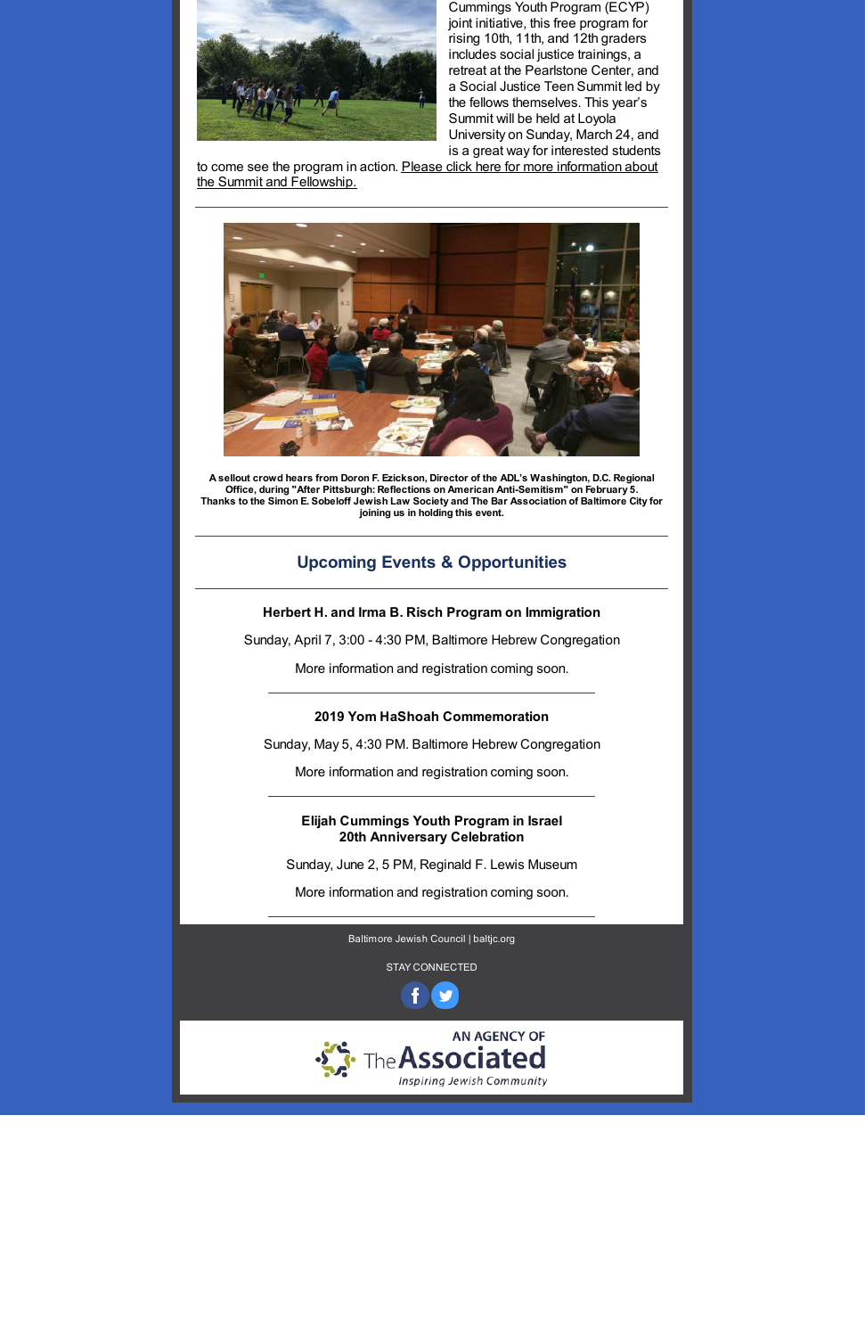Cummings Youth Program (ECYP) joint initiative, this free program for rising 10th, 11th, and 12th graders includes social justice trainings, a retreat at the Pearlstone Center, and a Social Justice Teen Summit led by the fellows themselves. This year's Summit will be held at Loyola University on Sunday, March 24, and is a great way for interested students to come see the program in action. Please click here for more information about the Summit and Fellowship.

---

**A sellout crowd hears from Doron F. Ezickson, Director of the ADL's Washington, D.C. Regional Office, during "After Pittsburgh: Reflections on American Anti-Semitism" on February 5. Thanks to the Simon E. Sobeloff Jewish Law Society and The Bar Association of Baltimore City for joining us in holding this event.**

---

## Upcoming Events & Opportunities

---

**Herbert H. and Irma B. Risch Program on Immigration**

Sunday, April 7, 3:00 - 4:30 PM, Baltimore Hebrew Congregation

More information and registration coming soon.

---

**2019 Yom HaShoah Commemoration**

Sunday, May 5, 4:30 PM. Baltimore Hebrew Congregation

More information and registration coming soon.

---

**Elijah Cummings Youth Program in Israel**
**20th Anniversary Celebration**

Sunday, June 2, 5 PM, Reginald F. Lewis Museum

More information and registration coming soon.

---

Baltimore Jewish Council | baltjc.org

STAY CONNECTED

AN AGENCY OF The Associated
*Inspiring Jewish Community*